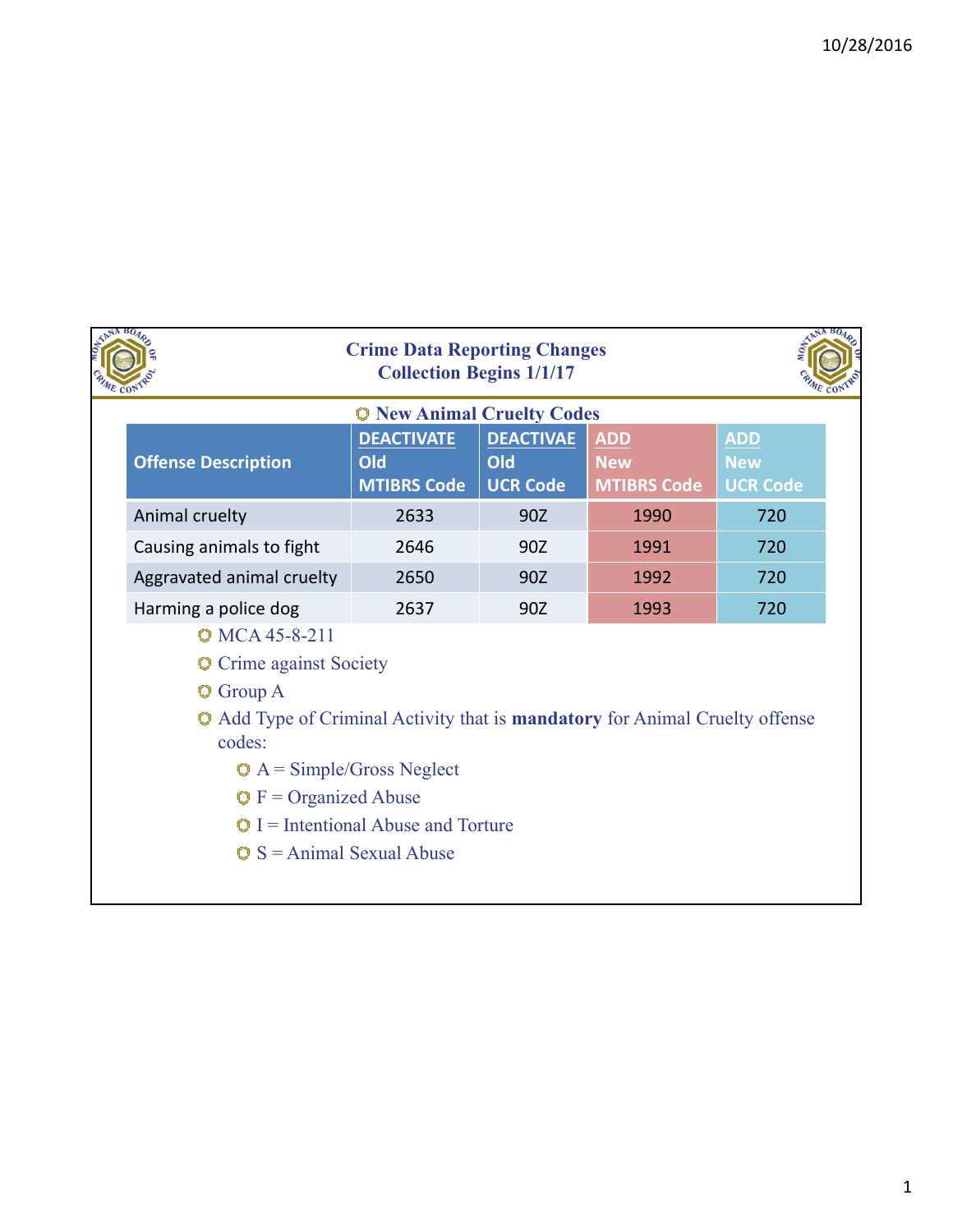## Crime Data Reporting Changes
## Collection Begins 1/1/17

### New Animal Cruelty Codes

| Offense Description | DEACTIVATE Old MTIBRS Code | DEACTIVAE Old UCR Code | ADD New MTIBRS Code | ADD New UCR Code |
|---|---|---|---|---|
| Animal cruelty | 2633 | 90Z | 1990 | 720 |
| Causing animals to fight | 2646 | 90Z | 1991 | 720 |
| Aggravated animal cruelty | 2650 | 90Z | 1992 | 720 |
| Harming a police dog | 2637 | 90Z | 1993 | 720 |

- MCA 45-8-211
- Crime against Society
- Group A
- Add Type of Criminal Activity that is **mandatory** for Animal Cruelty offense codes:
  - A = Simple/Gross Neglect
  - F = Organized Abuse
  - I = Intentional Abuse and Torture
  - S = Animal Sexual Abuse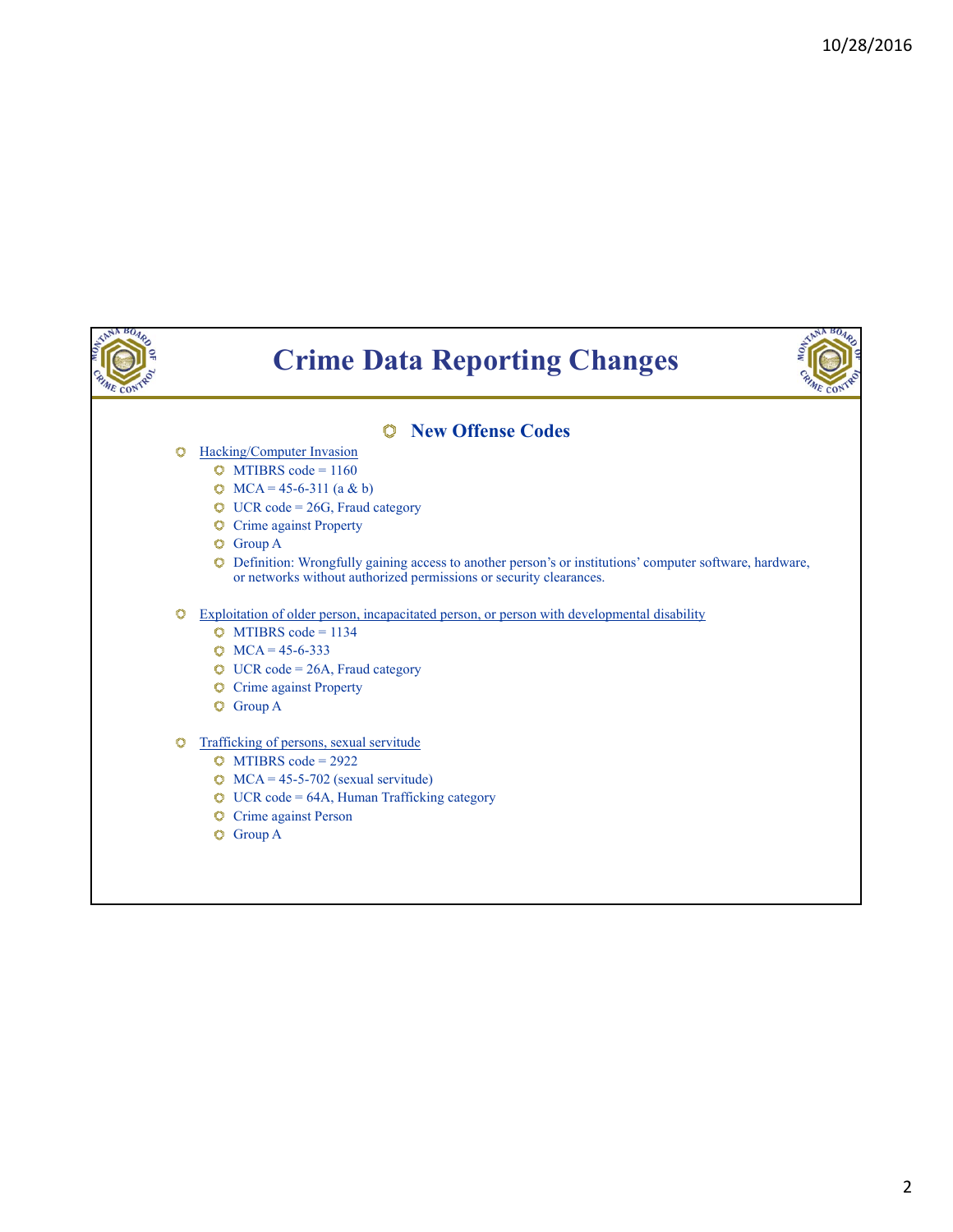# Crime Data Reporting Changes

## New Offense Codes

- Hacking/Computer Invasion
  - MTIBRS code = 1160
  - MCA = 45-6-311 (a & b)
  - UCR code = 26G, Fraud category
  - Crime against Property
  - Group A
  - Definition: Wrongfully gaining access to another person's or institutions' computer software, hardware, or networks without authorized permissions or security clearances.

- Exploitation of older person, incapacitated person, or person with developmental disability
  - MTIBRS code = 1134
  - MCA = 45-6-333
  - UCR code = 26A, Fraud category
  - Crime against Property
  - Group A

- Trafficking of persons, sexual servitude
  - MTIBRS code = 2922
  - MCA = 45-5-702 (sexual servitude)
  - UCR code = 64A, Human Trafficking category
  - Crime against Person
  - Group A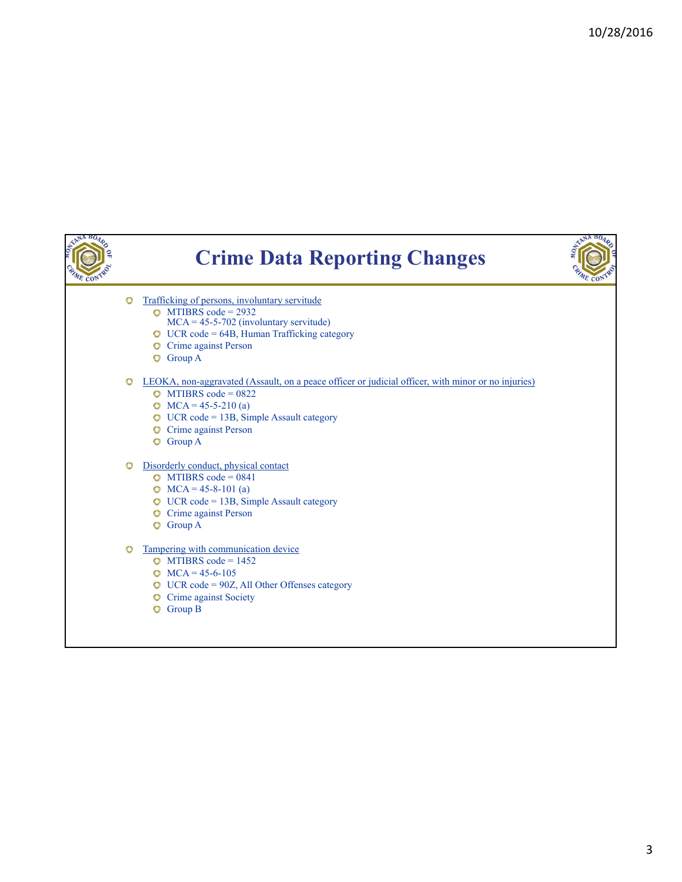# Crime Data Reporting Changes

- Trafficking of persons, involuntary servitude
  - MTIBRS code = 2932
    MCA = 45-5-702 (involuntary servitude)
  - UCR code = 64B, Human Trafficking category
  - Crime against Person
  - Group A

- LEOKA, non-aggravated (Assault, on a peace officer or judicial officer, with minor or no injuries)
  - MTIBRS code = 0822
  - MCA = 45-5-210 (a)
  - UCR code = 13B, Simple Assault category
  - Crime against Person
  - Group A

- Disorderly conduct, physical contact
  - MTIBRS code = 0841
  - MCA = 45-8-101 (a)
  - UCR code = 13B, Simple Assault category
  - Crime against Person
  - Group A

- Tampering with communication device
  - MTIBRS code = 1452
  - MCA = 45-6-105
  - UCR code = 90Z, All Other Offenses category
  - Crime against Society
  - Group B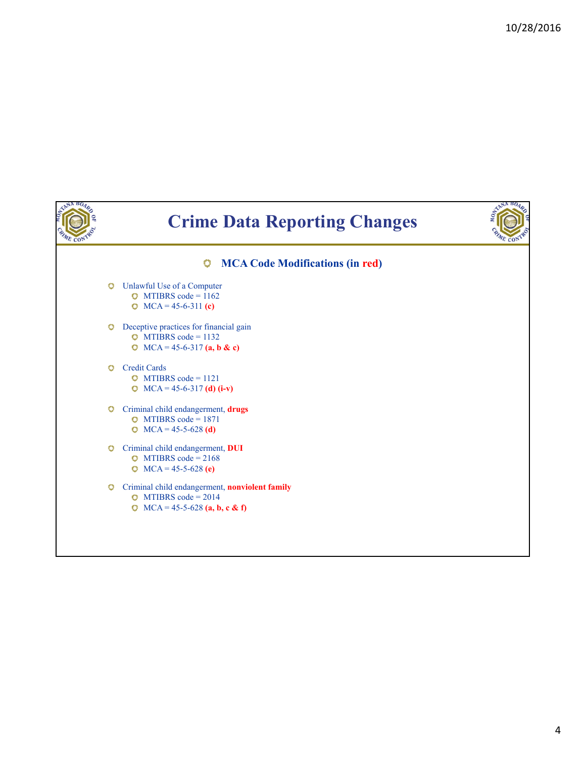# Crime Data Reporting Changes

## MCA Code Modifications (in **red**)

- Unlawful Use of a Computer
  - MTIBRS code = 1162
  - MCA = 45-6-311 **(c)**

- Deceptive practices for financial gain
  - MTIBRS code = 1132
  - MCA = 45-6-317 **(a, b & c)**

- Credit Cards
  - MTIBRS code = 1121
  - MCA = 45-6-317 **(d) (i-v)**

- Criminal child endangerment, **drugs**
  - MTIBRS code = 1871
  - MCA = 45-5-628 **(d)**

- Criminal child endangerment, **DUI**
  - MTIBRS code = 2168
  - MCA = 45-5-628 **(e)**

- Criminal child endangerment, **nonviolent family**
  - MTIBRS code = 2014
  - MCA = 45-5-628 **(a, b, c & f)**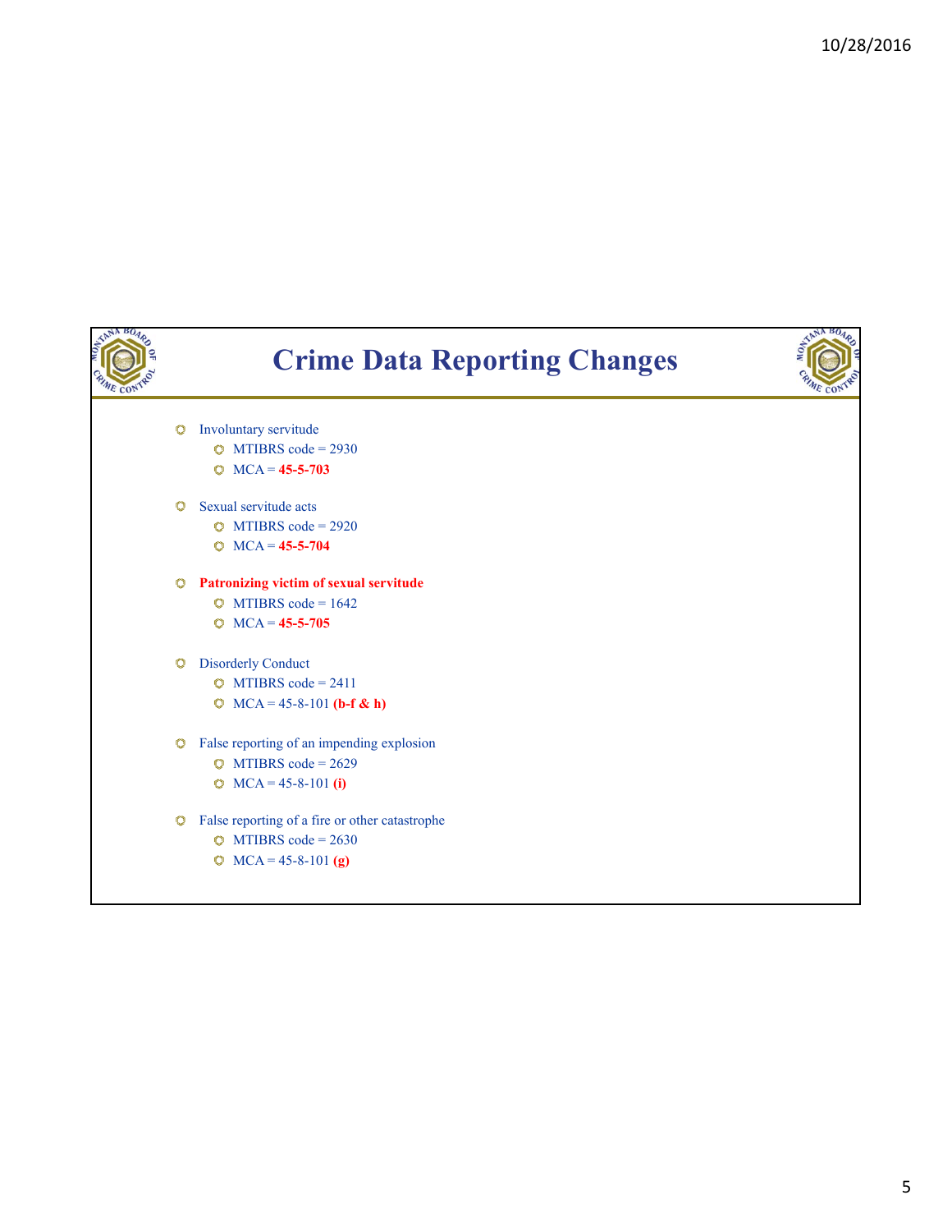# Crime Data Reporting Changes

- Involuntary servitude
  - MTIBRS code = 2930
  - MCA = **45-5-703**
- Sexual servitude acts
  - MTIBRS code = 2920
  - MCA = **45-5-704**
- **Patronizing victim of sexual servitude**
  - MTIBRS code = 1642
  - MCA = **45-5-705**
- Disorderly Conduct
  - MTIBRS code = 2411
  - MCA = 45-8-101 **(b-f & h)**
- False reporting of an impending explosion
  - MTIBRS code = 2629
  - MCA = 45-8-101 **(i)**
- False reporting of a fire or other catastrophe
  - MTIBRS code = 2630
  - MCA = 45-8-101 **(g)**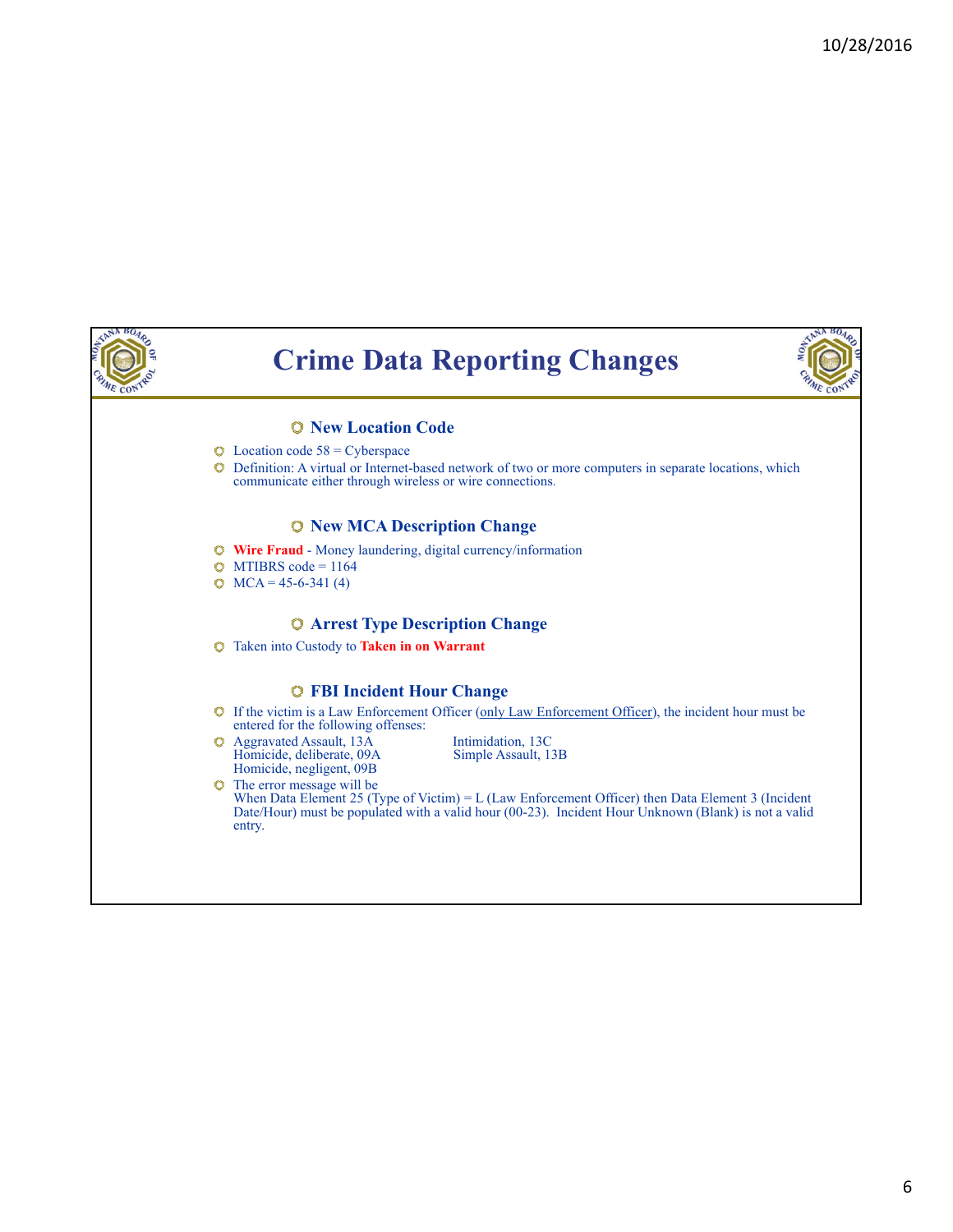# Crime Data Reporting Changes

### New Location Code

- Location code 58 = Cyberspace
- Definition: A virtual or Internet-based network of two or more computers in separate locations, which communicate either through wireless or wire connections.

### New MCA Description Change

- **Wire Fraud** - Money laundering, digital currency/information
- MTIBRS code = 1164
- MCA = 45-6-341 (4)

### Arrest Type Description Change

- Taken into Custody to **Taken in on Warrant**

### FBI Incident Hour Change

- If the victim is a Law Enforcement Officer (only Law Enforcement Officer), the incident hour must be entered for the following offenses:
- Aggravated Assault, 13A
  Homicide, deliberate, 09A
  Homicide, negligent, 09B
  Intimidation, 13C
  Simple Assault, 13B
- The error message will be
  When Data Element 25 (Type of Victim) = L (Law Enforcement Officer) then Data Element 3 (Incident Date/Hour) must be populated with a valid hour (00-23). Incident Hour Unknown (Blank) is not a valid entry.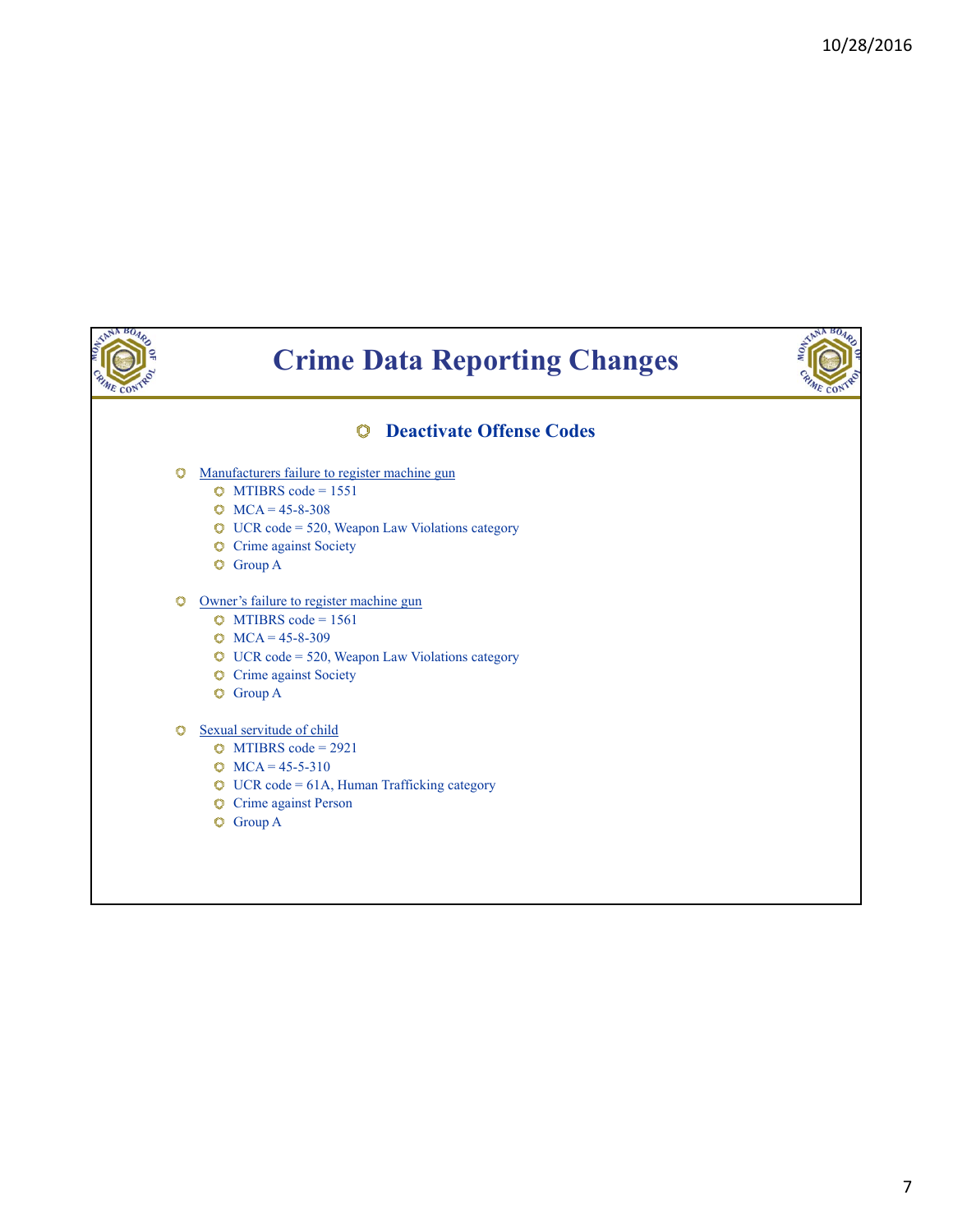# Crime Data Reporting Changes

## Deactivate Offense Codes

- Manufacturers failure to register machine gun
  - MTIBRS code = 1551
  - MCA = 45-8-308
  - UCR code = 520, Weapon Law Violations category
  - Crime against Society
  - Group A

- Owner's failure to register machine gun
  - MTIBRS code = 1561
  - MCA = 45-8-309
  - UCR code = 520, Weapon Law Violations category
  - Crime against Society
  - Group A

- Sexual servitude of child
  - MTIBRS code = 2921
  - MCA = 45-5-310
  - UCR code = 61A, Human Trafficking category
  - Crime against Person
  - Group A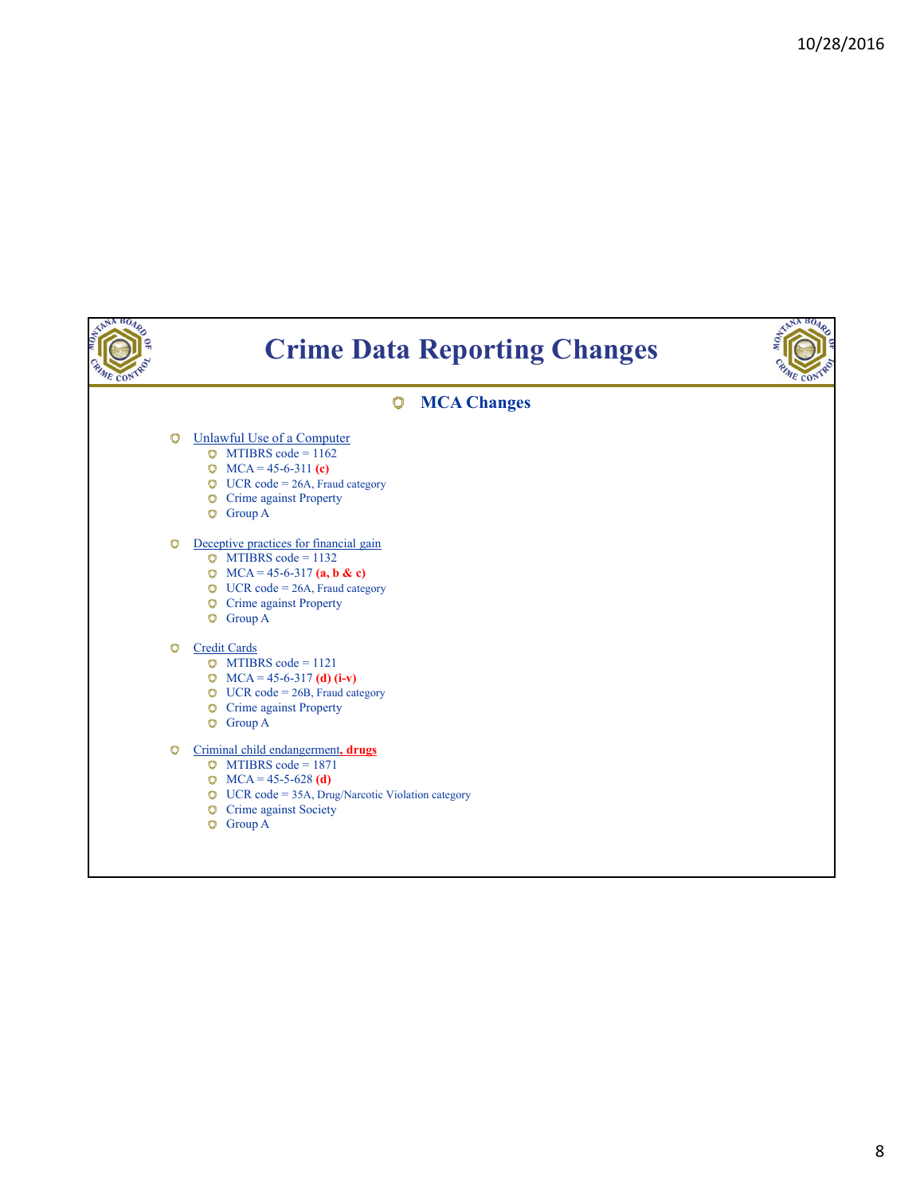# Crime Data Reporting Changes

## MCA Changes

- Unlawful Use of a Computer
  - MTIBRS code = 1162
  - MCA = 45-6-311 **(c)**
  - UCR code = 26A, Fraud category
  - Crime against Property
  - Group A

- Deceptive practices for financial gain
  - MTIBRS code = 1132
  - MCA = 45-6-317 **(a, b & c)**
  - UCR code = 26A, Fraud category
  - Crime against Property
  - Group A

- Credit Cards
  - MTIBRS code = 1121
  - MCA = 45-6-317 **(d) (i-v)**
  - UCR code = 26B, Fraud category
  - Crime against Property
  - Group A

- Criminal child endangerment**, drugs**
  - MTIBRS code = 1871
  - MCA = 45-5-628 **(d)**
  - UCR code = 35A, Drug/Narcotic Violation category
  - Crime against Society
  - Group A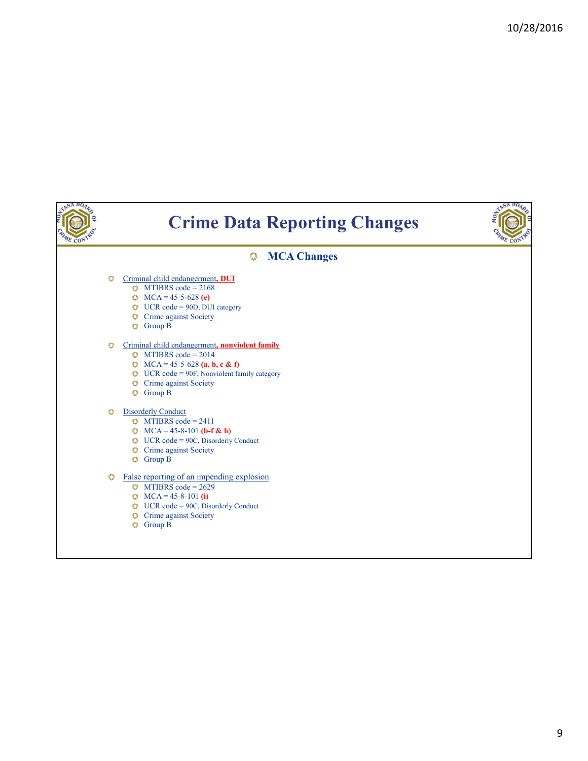# Crime Data Reporting Changes

## MCA Changes

- Criminal child endangerment, **DUI**
  - MTIBRS code = 2168
  - MCA = 45-5-628 **(e)**
  - UCR code = 90D, DUI category
  - Crime against Society
  - Group B

- Criminal child endangerment, **nonviolent family**
  - MTIBRS code = 2014
  - MCA = 45-5-628 **(a, b, c & f)**
  - UCR code = 90F, Nonviolent family category
  - Crime against Society
  - Group B

- Disorderly Conduct
  - MTIBRS code = 2411
  - MCA = 45-8-101 **(b-f & h)**
  - UCR code = 90C, Disorderly Conduct
  - Crime against Society
  - Group B

- False reporting of an impending explosion
  - MTIBRS code = 2629
  - MCA = 45-8-101 **(i)**
  - UCR code = 90C, Disorderly Conduct
  - Crime against Society
  - Group B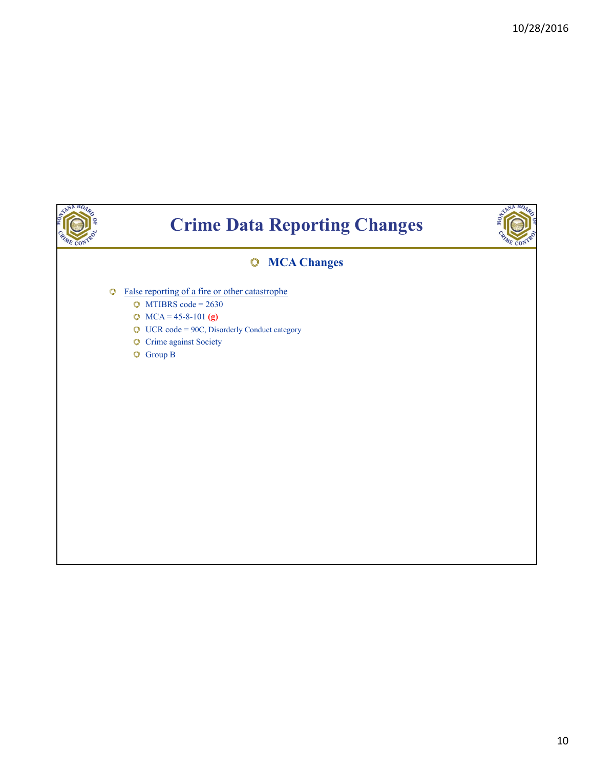# Crime Data Reporting Changes

## MCA Changes

- False reporting of a fire or other catastrophe
  - MTIBRS code = 2630
  - MCA = 45-8-101 **(g)**
  - UCR code = 90C, Disorderly Conduct category
  - Crime against Society
  - Group B